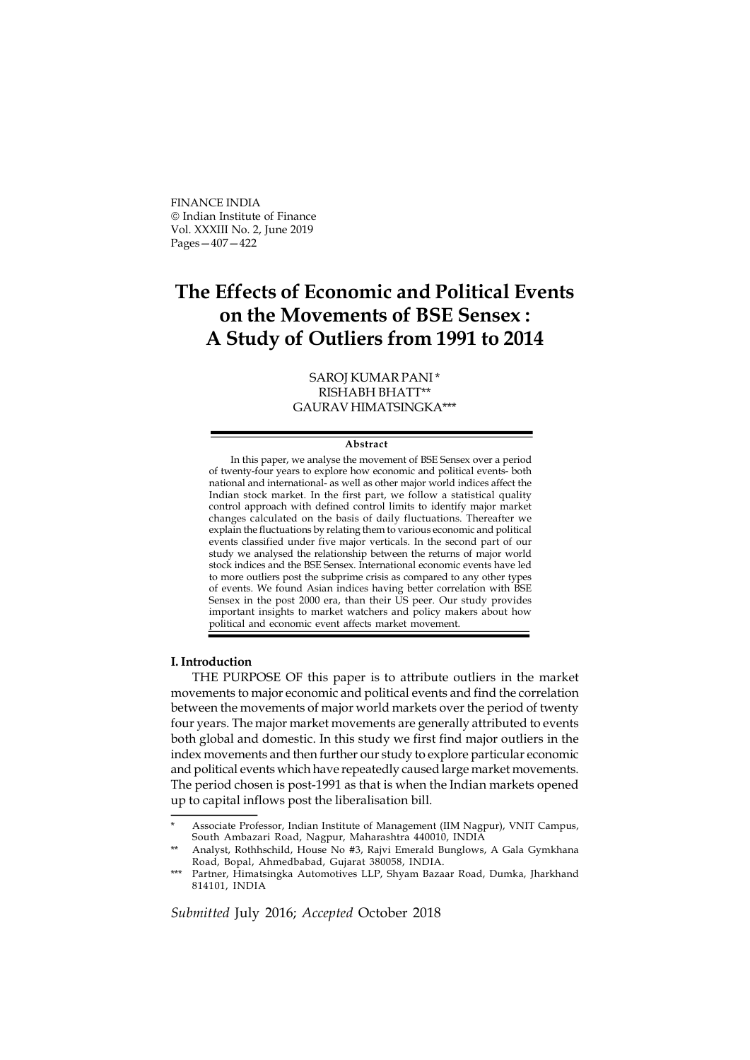FINANCE INDIA
© Indian Institute of Finance
Vol. XXXIII No. 2, June 2019
Pages—407—422

# The Effects of Economic and Political Events on the Movements of BSE Sensex : A Study of Outliers from 1991 to 2014

SAROJ KUMAR PANI *
RISHABH BHATT**
GAURAV HIMATSINGKA***

**Abstract**

In this paper, we analyse the movement of BSE Sensex over a period of twenty-four years to explore how economic and political events- both national and international- as well as other major world indices affect the Indian stock market. In the first part, we follow a statistical quality control approach with defined control limits to identify major market changes calculated on the basis of daily fluctuations. Thereafter we explain the fluctuations by relating them to various economic and political events classified under five major verticals. In the second part of our study we analysed the relationship between the returns of major world stock indices and the BSE Sensex. International economic events have led to more outliers post the subprime crisis as compared to any other types of events. We found Asian indices having better correlation with BSE Sensex in the post 2000 era, than their US peer. Our study provides important insights to market watchers and policy makers about how political and economic event affects market movement.

## I. Introduction

THE PURPOSE OF this paper is to attribute outliers in the market movements to major economic and political events and find the correlation between the movements of major world markets over the period of twenty four years. The major market movements are generally attributed to events both global and domestic. In this study we first find major outliers in the index movements and then further our study to explore particular economic and political events which have repeatedly caused large market movements. The period chosen is post-1991 as that is when the Indian markets opened up to capital inflows post the liberalisation bill.

\* Associate Professor, Indian Institute of Management (IIM Nagpur), VNIT Campus, South Ambazari Road, Nagpur, Maharashtra 440010, INDIA

\*\* Analyst, Rothhschild, House No #3, Rajvi Emerald Bunglows, A Gala Gymkhana Road, Bopal, Ahmedbabad, Gujarat 380058, INDIA.

\*\*\* Partner, Himatsingka Automotives LLP, Shyam Bazaar Road, Dumka, Jharkhand 814101, INDIA

*Submitted* July 2016; *Accepted* October 2018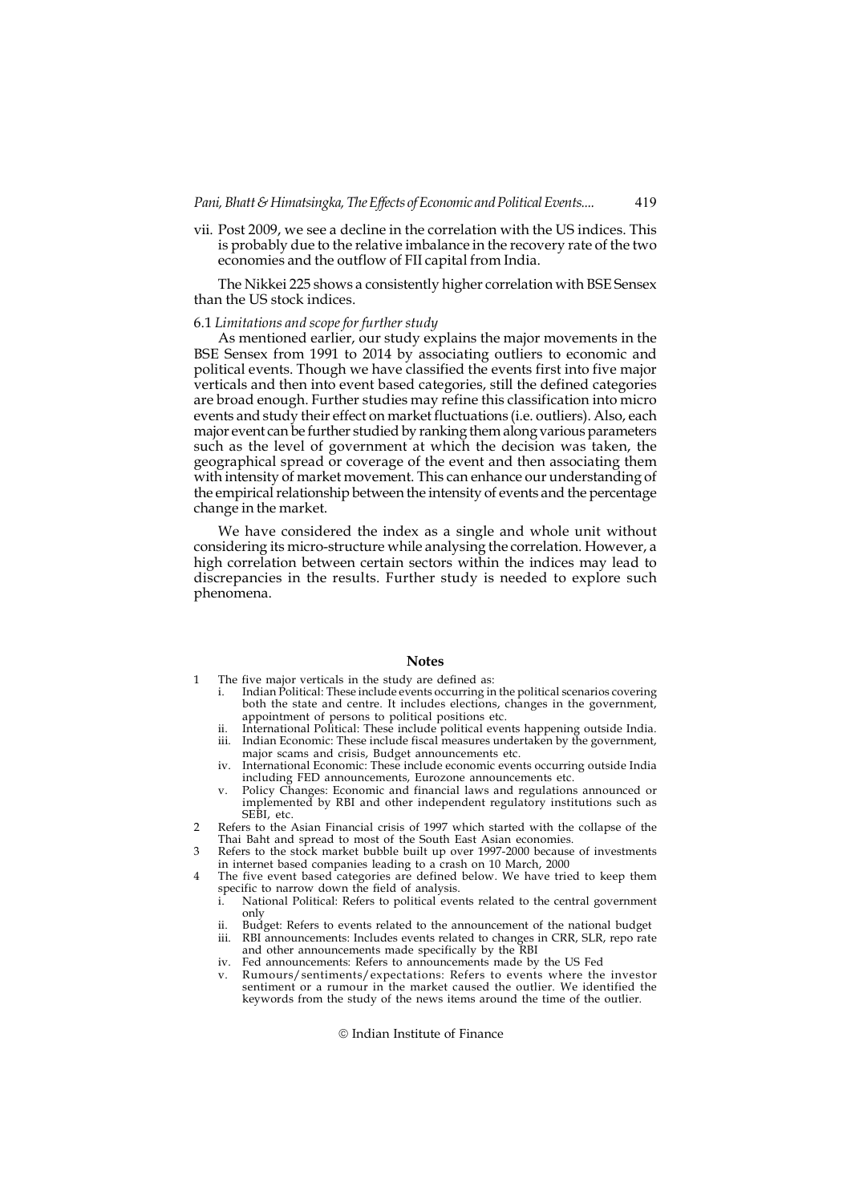vii. Post 2009, we see a decline in the correlation with the US indices. This is probably due to the relative imbalance in the recovery rate of the two economies and the outflow of FII capital from India.

The Nikkei 225 shows a consistently higher correlation with BSE Sensex than the US stock indices.

### 6.1 *Limitations and scope for further study*

As mentioned earlier, our study explains the major movements in the BSE Sensex from 1991 to 2014 by associating outliers to economic and political events. Though we have classified the events first into five major verticals and then into event based categories, still the defined categories are broad enough. Further studies may refine this classification into micro events and study their effect on market fluctuations (i.e. outliers). Also, each major event can be further studied by ranking them along various parameters such as the level of government at which the decision was taken, the geographical spread or coverage of the event and then associating them with intensity of market movement. This can enhance our understanding of the empirical relationship between the intensity of events and the percentage change in the market.

We have considered the index as a single and whole unit without considering its micro-structure while analysing the correlation. However, a high correlation between certain sectors within the indices may lead to discrepancies in the results. Further study is needed to explore such phenomena.

## Notes

1 The five major verticals in the study are defined as:
   i. Indian Political: These include events occurring in the political scenarios covering both the state and centre. It includes elections, changes in the government, appointment of persons to political positions etc.
   ii. International Political: These include political events happening outside India.
   iii. Indian Economic: These include fiscal measures undertaken by the government, major scams and crisis, Budget announcements etc.
   iv. International Economic: These include economic events occurring outside India including FED announcements, Eurozone announcements etc.
   v. Policy Changes: Economic and financial laws and regulations announced or implemented by RBI and other independent regulatory institutions such as SEBI, etc.

2 Refers to the Asian Financial crisis of 1997 which started with the collapse of the Thai Baht and spread to most of the South East Asian economies.

3 Refers to the stock market bubble built up over 1997-2000 because of investments in internet based companies leading to a crash on 10 March, 2000

4 The five event based categories are defined below. We have tried to keep them specific to narrow down the field of analysis.
   i. National Political: Refers to political events related to the central government only
   ii. Budget: Refers to events related to the announcement of the national budget
   iii. RBI announcements: Includes events related to changes in CRR, SLR, repo rate and other announcements made specifically by the RBI
   iv. Fed announcements: Refers to announcements made by the US Fed
   v. Rumours/sentiments/expectations: Refers to events where the investor sentiment or a rumour in the market caused the outlier. We identified the keywords from the study of the news items around the time of the outlier.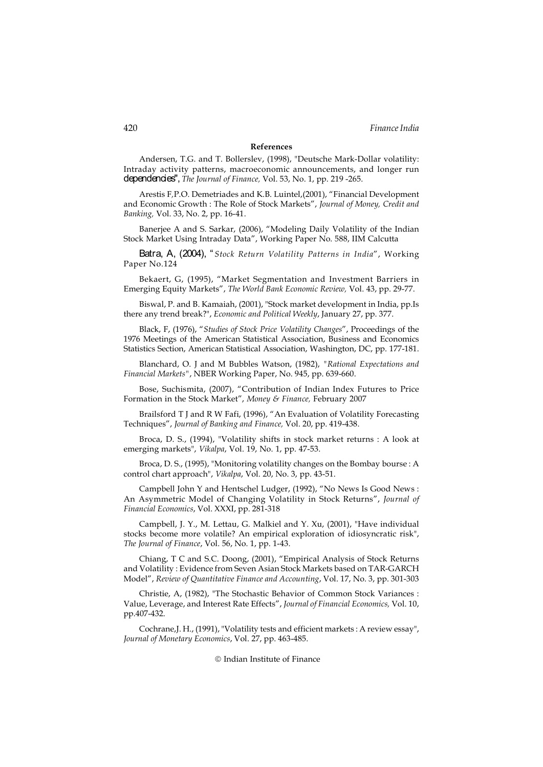## References

Andersen, T.G. and T. Bollerslev, (1998), "Deutsche Mark-Dollar volatility: Intraday activity patterns, macroeconomic announcements, and longer run dependencies", *The Journal of Finance,* Vol. 53, No. 1, pp. 219 -265.

Arestis F,P.O. Demetriades and K.B. Luintel,(2001), "Financial Development and Economic Growth : The Role of Stock Markets", *Journal of Money, Credit and Banking,* Vol. 33, No. 2, pp. 16-41.

Banerjee A and S. Sarkar, (2006), "Modeling Daily Volatility of the Indian Stock Market Using Intraday Data", Working Paper No. 588, IIM Calcutta

Batra, A, (2004), "*Stock Return Volatility Patterns in India*", Working Paper No.124

Bekaert, G, (1995), "Market Segmentation and Investment Barriers in Emerging Equity Markets", *The World Bank Economic Review,* Vol. 43, pp. 29-77.

Biswal, P. and B. Kamaiah, (2001), "Stock market development in India, pp.Is there any trend break?", *Economic and Political Weekly*, January 27, pp. 377.

Black, F, (1976), "*Studies of Stock Price Volatility Changes*", Proceedings of the 1976 Meetings of the American Statistical Association, Business and Economics Statistics Section, American Statistical Association, Washington, DC, pp. 177-181.

Blanchard, O. J and M Bubbles Watson, (1982), "*Rational Expectations and Financial Markets*", NBER Working Paper, No. 945, pp. 639-660.

Bose, Suchismita, (2007), "Contribution of Indian Index Futures to Price Formation in the Stock Market", *Money & Finance,* February 2007

Brailsford T J and R W Fafi, (1996), "An Evaluation of Volatility Forecasting Techniques", *Journal of Banking and Finance,* Vol. 20, pp. 419-438.

Broca, D. S., (1994), "Volatility shifts in stock market returns : A look at emerging markets", *Vikalpa*, Vol. 19, No. 1, pp. 47-53.

Broca, D. S., (1995), "Monitoring volatility changes on the Bombay bourse : A control chart approach", *Vikalpa*, Vol. 20, No. 3, pp. 43-51.

Campbell John Y and Hentschel Ludger, (1992), "No News Is Good News : An Asymmetric Model of Changing Volatility in Stock Returns", *Journal of Financial Economics*, Vol. XXXI, pp. 281-318

Campbell, J. Y., M. Lettau, G. Malkiel and Y. Xu, (2001), "Have individual stocks become more volatile? An empirical exploration of idiosyncratic risk", *The Journal of Finance*, Vol. 56, No. 1, pp. 1-43.

Chiang, T C and S.C. Doong, (2001), "Empirical Analysis of Stock Returns and Volatility : Evidence from Seven Asian Stock Markets based on TAR-GARCH Model", *Review of Quantitative Finance and Accounting*, Vol. 17, No. 3, pp. 301-303

Christie, A, (1982), "The Stochastic Behavior of Common Stock Variances : Value, Leverage, and Interest Rate Effects", *Journal of Financial Economics,* Vol. 10, pp.407-432.

Cochrane,J. H., (1991), "Volatility tests and efficient markets : A review essay", *Journal of Monetary Economics*, Vol. 27, pp. 463-485.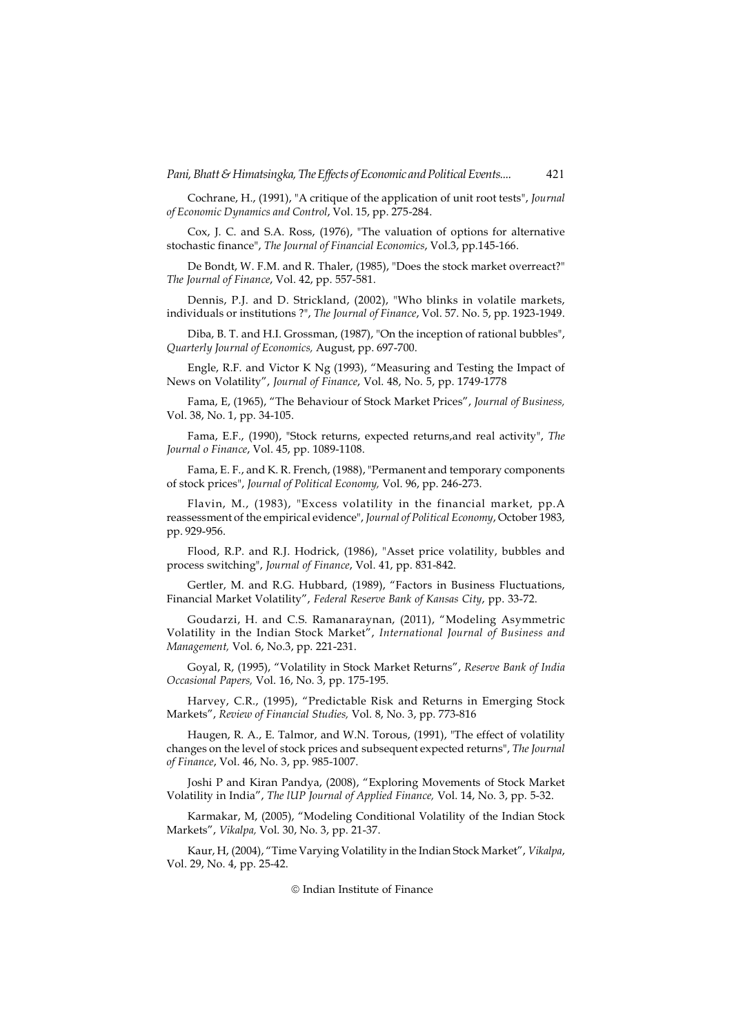Cochrane, H., (1991), "A critique of the application of unit root tests", *Journal of Economic Dynamics and Control*, Vol. 15, pp. 275-284.

Cox, J. C. and S.A. Ross, (1976), "The valuation of options for alternative stochastic finance", *The Journal of Financial Economics*, Vol.3, pp.145-166.

De Bondt, W. F.M. and R. Thaler, (1985), "Does the stock market overreact?" *The Journal of Finance*, Vol. 42, pp. 557-581.

Dennis, P.J. and D. Strickland, (2002), "Who blinks in volatile markets, individuals or institutions ?", *The Journal of Finance*, Vol. 57. No. 5, pp. 1923-1949.

Diba, B. T. and H.I. Grossman, (1987), "On the inception of rational bubbles", *Quarterly Journal of Economics,* August, pp. 697-700.

Engle, R.F. and Victor K Ng (1993), "Measuring and Testing the Impact of News on Volatility", *Journal of Finance*, Vol. 48, No. 5, pp. 1749-1778

Fama, E, (1965), "The Behaviour of Stock Market Prices", *Journal of Business,* Vol. 38, No. 1, pp. 34-105.

Fama, E.F., (1990), "Stock returns, expected returns,and real activity", *The Journal o Finance*, Vol. 45, pp. 1089-1108.

Fama, E. F., and K. R. French, (1988), "Permanent and temporary components of stock prices", *Journal of Political Economy,* Vol. 96, pp. 246-273.

Flavin, M., (1983), "Excess volatility in the financial market, pp.A reassessment of the empirical evidence", *Journal of Political Economy*, October 1983, pp. 929-956.

Flood, R.P. and R.J. Hodrick, (1986), "Asset price volatility, bubbles and process switching", *Journal of Finance*, Vol. 41, pp. 831-842.

Gertler, M. and R.G. Hubbard, (1989), "Factors in Business Fluctuations, Financial Market Volatility", *Federal Reserve Bank of Kansas City*, pp. 33-72.

Goudarzi, H. and C.S. Ramanaraynan, (2011), "Modeling Asymmetric Volatility in the Indian Stock Market", *International Journal of Business and Management,* Vol. 6, No.3, pp. 221-231.

Goyal, R, (1995), "Volatility in Stock Market Returns", *Reserve Bank of India Occasional Papers,* Vol. 16, No. 3, pp. 175-195.

Harvey, C.R., (1995), "Predictable Risk and Returns in Emerging Stock Markets", *Review of Financial Studies,* Vol. 8, No. 3, pp. 773-816

Haugen, R. A., E. Talmor, and W.N. Torous, (1991), "The effect of volatility changes on the level of stock prices and subsequent expected returns", *The Journal of Finance*, Vol. 46, No. 3, pp. 985-1007.

Joshi P and Kiran Pandya, (2008), "Exploring Movements of Stock Market Volatility in India", *The lUP Journal of Applied Finance,* Vol. 14, No. 3, pp. 5-32.

Karmakar, M, (2005), "Modeling Conditional Volatility of the Indian Stock Markets", *Vikalpa,* Vol. 30, No. 3, pp. 21-37.

Kaur, H, (2004), "Time Varying Volatility in the Indian Stock Market", *Vikalpa*, Vol. 29, No. 4, pp. 25-42.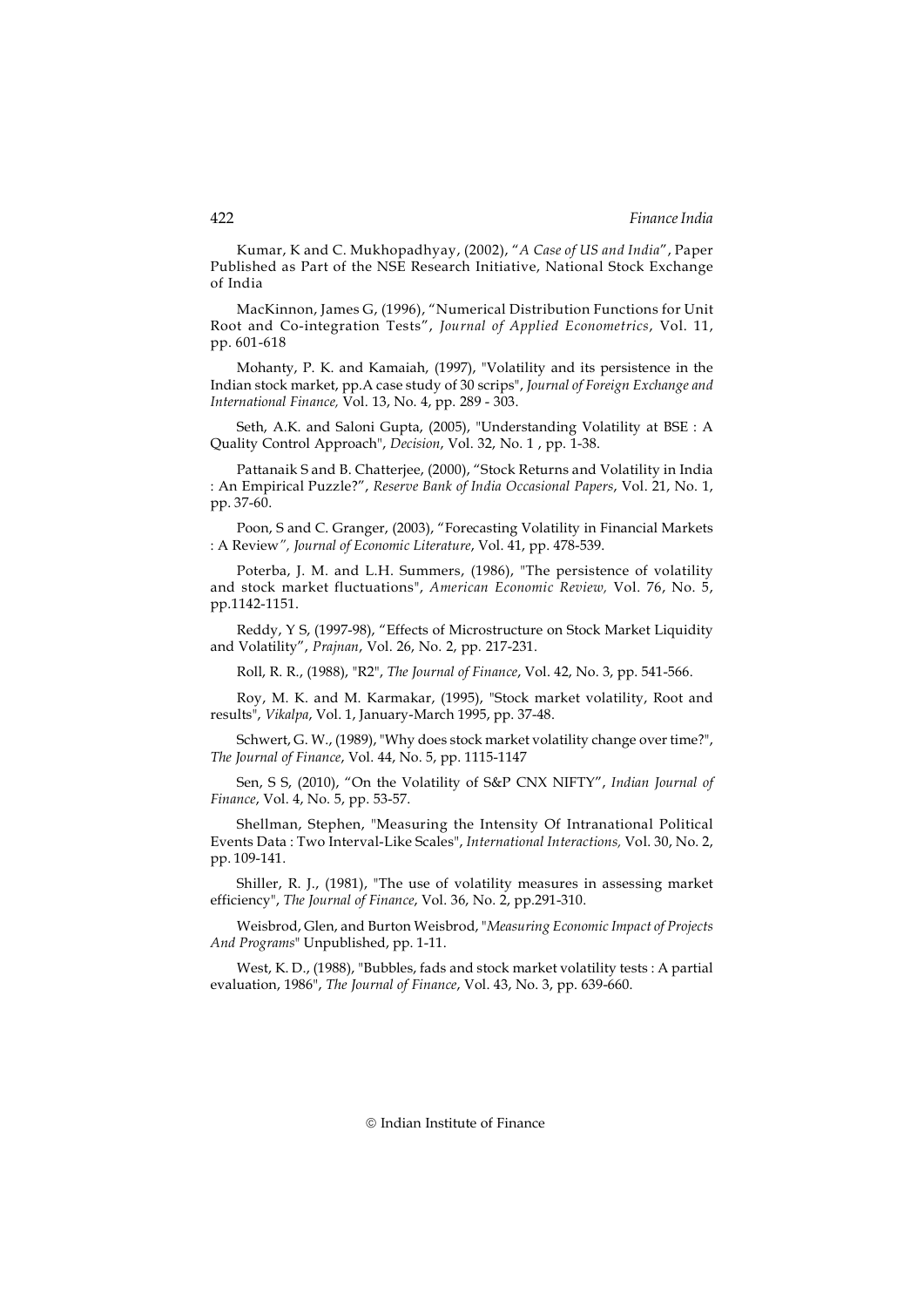Kumar, K and C. Mukhopadhyay, (2002), "*A Case of US and India*", Paper Published as Part of the NSE Research Initiative, National Stock Exchange of India

MacKinnon, James G, (1996), "Numerical Distribution Functions for Unit Root and Co-integration Tests", *Journal of Applied Econometrics*, Vol. 11, pp. 601-618

Mohanty, P. K. and Kamaiah, (1997), "Volatility and its persistence in the Indian stock market, pp.A case study of 30 scrips", *Journal of Foreign Exchange and International Finance,* Vol. 13, No. 4, pp. 289 - 303.

Seth, A.K. and Saloni Gupta, (2005), "Understanding Volatility at BSE : A Quality Control Approach", *Decision*, Vol. 32, No. 1 , pp. 1-38.

Pattanaik S and B. Chatterjee, (2000), "Stock Returns and Volatility in India : An Empirical Puzzle?", *Reserve Bank of India Occasional Papers*, Vol. 21, No. 1, pp. 37-60.

Poon, S and C. Granger, (2003), "Forecasting Volatility in Financial Markets : A Review*", Journal of Economic Literature*, Vol. 41, pp. 478-539.

Poterba, J. M. and L.H. Summers, (1986), "The persistence of volatility and stock market fluctuations", *American Economic Review,* Vol. 76, No. 5, pp.1142-1151.

Reddy, Y S, (1997-98), "Effects of Microstructure on Stock Market Liquidity and Volatility", *Prajnan*, Vol. 26, No. 2, pp. 217-231.

Roll, R. R., (1988), "R2", *The Journal of Finance*, Vol. 42, No. 3, pp. 541-566.

Roy, M. K. and M. Karmakar, (1995), "Stock market volatility, Root and results", *Vikalpa*, Vol. 1, January-March 1995, pp. 37-48.

Schwert, G. W., (1989), "Why does stock market volatility change over time?", *The Journal of Finance*, Vol. 44, No. 5, pp. 1115-1147

Sen, S S, (2010), "On the Volatility of S&P CNX NIFTY", *Indian Journal of Finance*, Vol. 4, No. 5, pp. 53-57.

Shellman, Stephen, "Measuring the Intensity Of Intranational Political Events Data : Two Interval-Like Scales", *International Interactions,* Vol. 30, No. 2, pp. 109-141.

Shiller, R. J., (1981), "The use of volatility measures in assessing market efficiency", *The Journal of Finance*, Vol. 36, No. 2, pp.291-310.

Weisbrod, Glen, and Burton Weisbrod, "*Measuring Economic Impact of Projects And Programs*" Unpublished, pp. 1-11.

West, K. D., (1988), "Bubbles, fads and stock market volatility tests : A partial evaluation, 1986", *The Journal of Finance*, Vol. 43, No. 3, pp. 639-660.